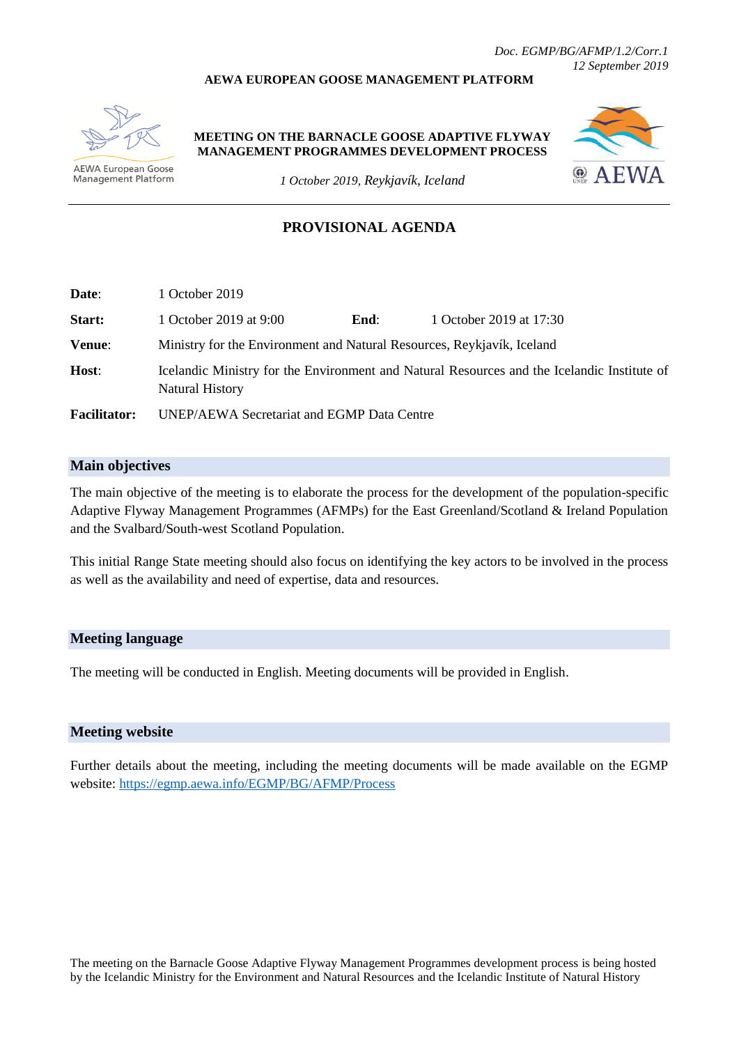*Doc. EGMP/BG/AFMP/1.2/Corr.1*
*12 September 2019*

**AEWA EUROPEAN GOOSE MANAGEMENT PLATFORM**

AEWA European Goose Management Platform

**MEETING ON THE BARNACLE GOOSE ADAPTIVE FLYWAY MANAGEMENT PROGRAMMES DEVELOPMENT PROCESS**

*1 October 2019, Reykjavík, Iceland*

AEWA

---

# PROVISIONAL AGENDA

| | | | |
|---|---|---|---|
| **Date**: | 1 October 2019 | | |
| **Start:** | 1 October 2019 at 9:00 | **End**: | 1 October 2019 at 17:30 |
| **Venue**: | Ministry for the Environment and Natural Resources, Reykjavík, Iceland | | |
| **Host**: | Icelandic Ministry for the Environment and Natural Resources and the Icelandic Institute of Natural History | | |
| **Facilitator:** | UNEP/AEWA Secretariat and EGMP Data Centre | | |

## Main objectives

The main objective of the meeting is to elaborate the process for the development of the population-specific Adaptive Flyway Management Programmes (AFMPs) for the East Greenland/Scotland & Ireland Population and the Svalbard/South-west Scotland Population.

This initial Range State meeting should also focus on identifying the key actors to be involved in the process as well as the availability and need of expertise, data and resources.

## Meeting language

The meeting will be conducted in English. Meeting documents will be provided in English.

## Meeting website

Further details about the meeting, including the meeting documents will be made available on the EGMP website: https://egmp.aewa.info/EGMP/BG/AFMP/Process

The meeting on the Barnacle Goose Adaptive Flyway Management Programmes development process is being hosted by the Icelandic Ministry for the Environment and Natural Resources and the Icelandic Institute of Natural History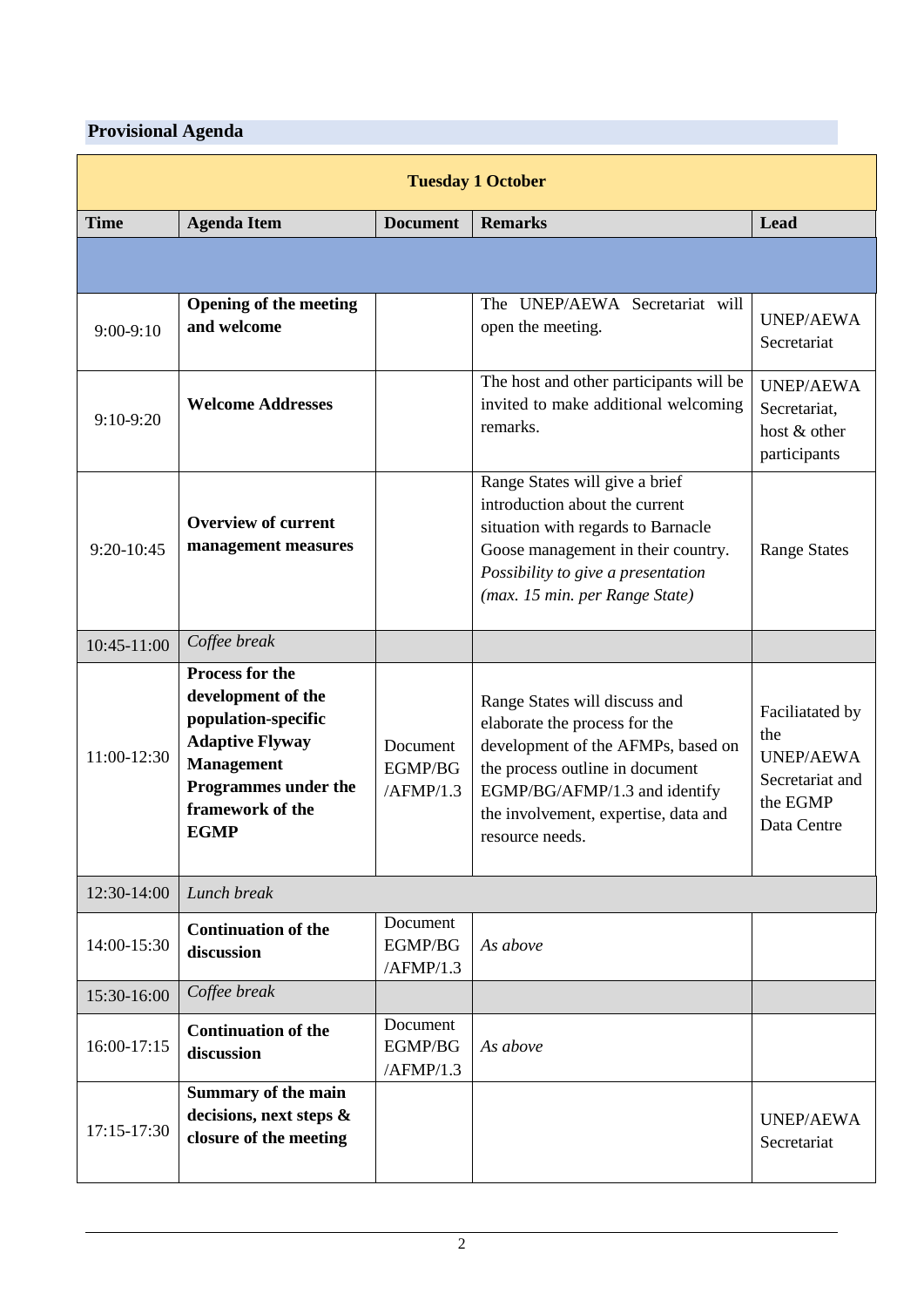## Provisional Agenda

| Tuesday 1 October | | | | |
|---|---|---|---|---|
| **Time** | **Agenda Item** | **Document** | **Remarks** | **Lead** |
| | | | | |
| 9:00-9:10 | **Opening of the meeting and welcome** | | The UNEP/AEWA Secretariat will open the meeting. | UNEP/AEWA Secretariat |
| 9:10-9:20 | **Welcome Addresses** | | The host and other participants will be invited to make additional welcoming remarks. | UNEP/AEWA Secretariat, host & other participants |
| 9:20-10:45 | **Overview of current management measures** | | Range States will give a brief introduction about the current situation with regards to Barnacle Goose management in their country. *Possibility to give a presentation (max. 15 min. per Range State)* | Range States |
| 10:45-11:00 | *Coffee break* | | | |
| 11:00-12:30 | **Process for the development of the population-specific Adaptive Flyway Management Programmes under the framework of the EGMP** | Document EGMP/BG /AFMP/1.3 | Range States will discuss and elaborate the process for the development of the AFMPs, based on the process outline in document EGMP/BG/AFMP/1.3 and identify the involvement, expertise, data and resource needs. | Faciliatated by the UNEP/AEWA Secretariat and the EGMP Data Centre |
| 12:30-14:00 | *Lunch break* | | | |
| 14:00-15:30 | **Continuation of the discussion** | Document EGMP/BG /AFMP/1.3 | *As above* | |
| 15:30-16:00 | *Coffee break* | | | |
| 16:00-17:15 | **Continuation of the discussion** | Document EGMP/BG /AFMP/1.3 | *As above* | |
| 17:15-17:30 | **Summary of the main decisions, next steps & closure of the meeting** | | | UNEP/AEWA Secretariat |